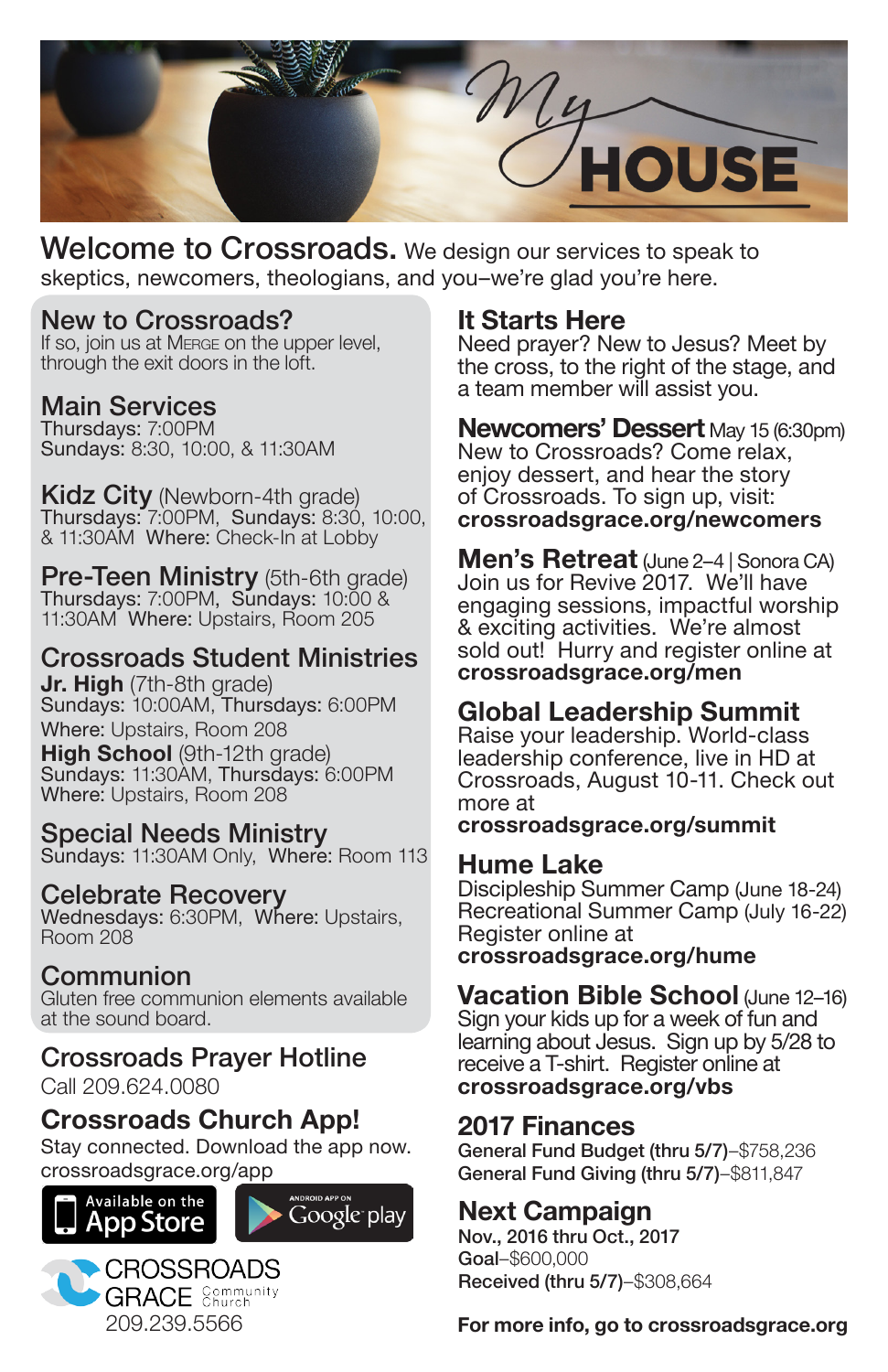# My HOUSE

**Welcome to Crossroads.** We design our services to speak to skeptics, newcomers, theologians, and you–we're glad you're here.

## New to Crossroads?
If so, join us at Merge on the upper level, through the exit doors in the loft.

## Main Services
Thursdays: 7:00PM
Sundays: 8:30, 10:00, & 11:30AM

## Kidz City (Newborn-4th grade)
Thursdays: 7:00PM, Sundays: 8:30, 10:00, & 11:30AM Where: Check-In at Lobby

## Pre-Teen Ministry (5th-6th grade)
Thursdays: 7:00PM, Sundays: 10:00 & 11:30AM Where: Upstairs, Room 205

## Crossroads Student Ministries
**Jr. High** (7th-8th grade)
Sundays: 10:00AM, Thursdays: 6:00PM
Where: Upstairs, Room 208
**High School** (9th-12th grade)
Sundays: 11:30AM, Thursdays: 6:00PM
Where: Upstairs, Room 208

## Special Needs Ministry
Sundays: 11:30AM Only, Where: Room 113

## Celebrate Recovery
Wednesdays: 6:30PM, Where: Upstairs, Room 208

## Communion
Gluten free communion elements available at the sound board.

## Crossroads Prayer Hotline
Call 209.624.0080

## Crossroads Church App!
Stay connected. Download the app now.
crossroadsgrace.org/app

Available on the App Store | Android App on Google play

CROSSROADS GRACE Community Church
209.239.5566

## It Starts Here
Need prayer? New to Jesus? Meet by the cross, to the right of the stage, and a team member will assist you.

## Newcomers' Dessert May 15 (6:30pm)
New to Crossroads? Come relax, enjoy dessert, and hear the story of Crossroads. To sign up, visit:
**crossroadsgrace.org/newcomers**

## Men's Retreat (June 2–4 | Sonora CA)
Join us for Revive 2017. We'll have engaging sessions, impactful worship & exciting activities. We're almost sold out! Hurry and register online at
**crossroadsgrace.org/men**

## Global Leadership Summit
Raise your leadership. World-class leadership conference, live in HD at Crossroads, August 10-11. Check out more at
**crossroadsgrace.org/summit**

## Hume Lake
Discipleship Summer Camp (June 18-24)
Recreational Summer Camp (July 16-22)
Register online at
**crossroadsgrace.org/hume**

## Vacation Bible School (June 12–16)
Sign your kids up for a week of fun and learning about Jesus. Sign up by 5/28 to receive a T-shirt. Register online at
**crossroadsgrace.org/vbs**

## 2017 Finances
**General Fund Budget (thru 5/7)**–$758,236
**General Fund Giving (thru 5/7)**–$811,847

## Next Campaign
**Nov., 2016 thru Oct., 2017**
**Goal**–$600,000
**Received (thru 5/7)**–$308,664

**For more info, go to crossroadsgrace.org**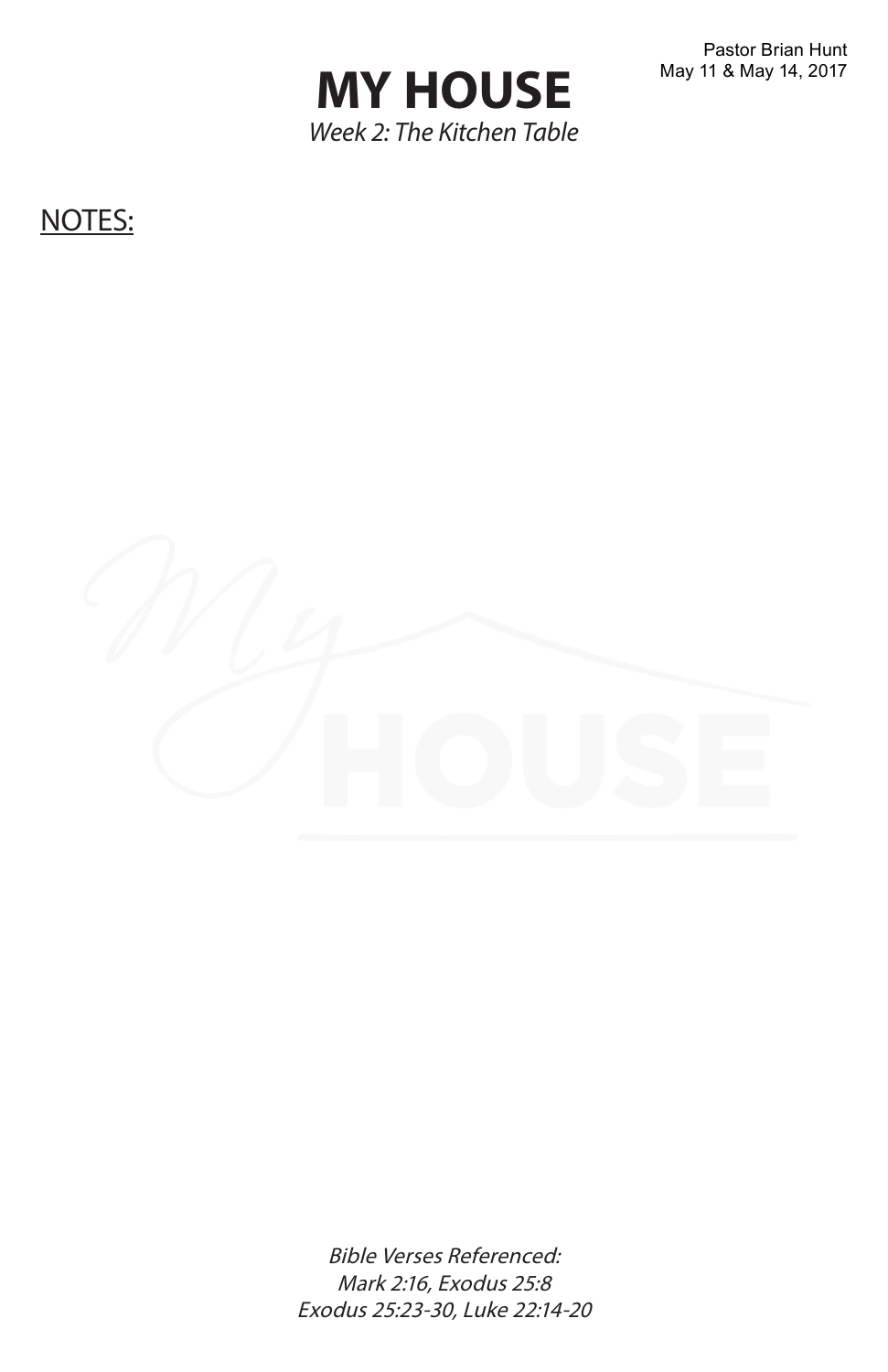Pastor Brian Hunt
May 11 & May 14, 2017

# MY HOUSE

*Week 2: The Kitchen Table*

NOTES:

*Bible Verses Referenced:*
*Mark 2:16, Exodus 25:8*
*Exodus 25:23-30, Luke 22:14-20*